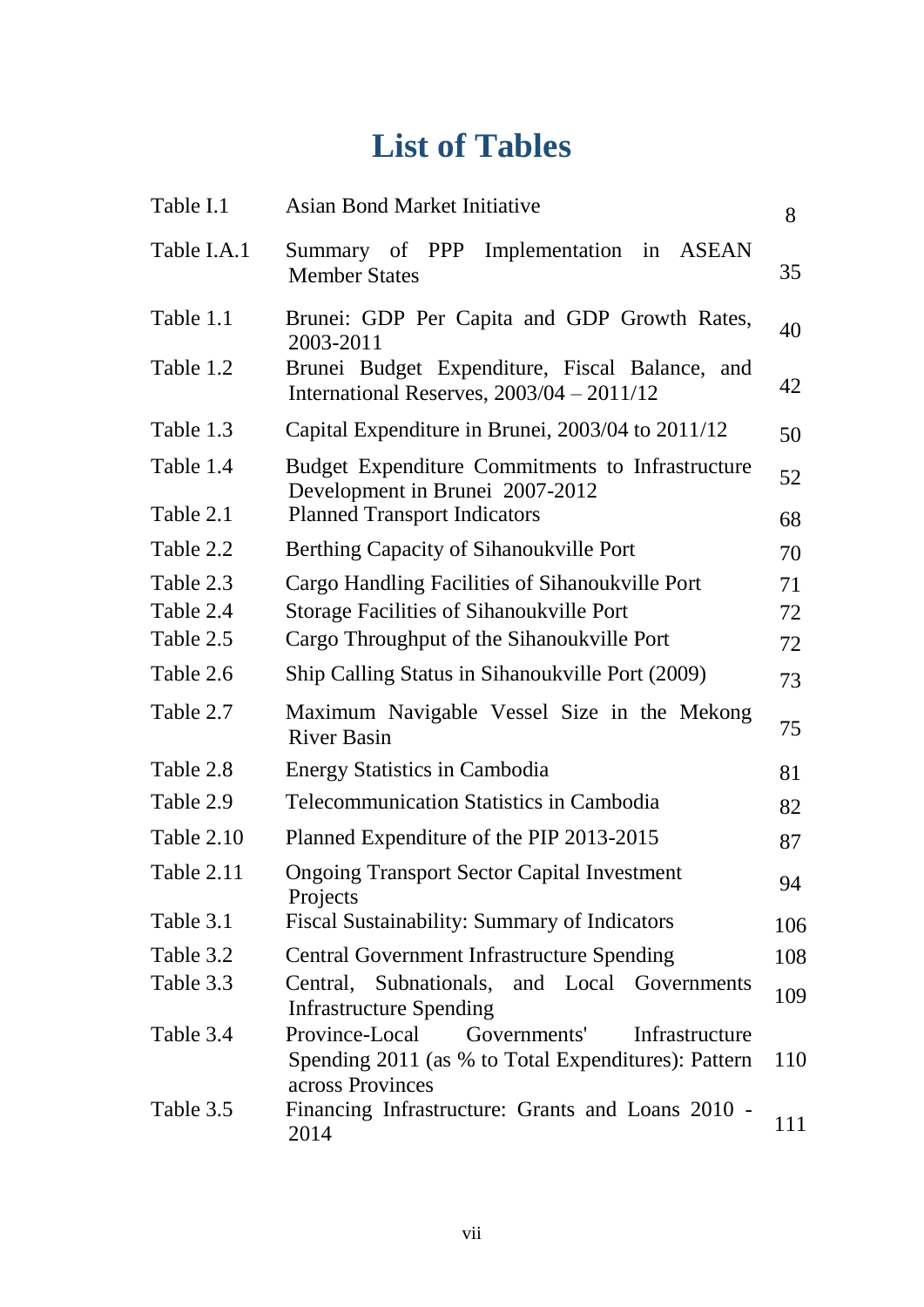# List of Tables

| | | |
|---|---|---|
| Table I.1 | Asian Bond Market Initiative | 8 |
| Table I.A.1 | Summary of PPP Implementation in ASEAN Member States | 35 |
| Table 1.1 | Brunei: GDP Per Capita and GDP Growth Rates, 2003-2011 | 40 |
| Table 1.2 | Brunei Budget Expenditure, Fiscal Balance, and International Reserves, 2003/04 – 2011/12 | 42 |
| Table 1.3 | Capital Expenditure in Brunei, 2003/04 to 2011/12 | 50 |
| Table 1.4 | Budget Expenditure Commitments to Infrastructure Development in Brunei 2007-2012 | 52 |
| Table 2.1 | Planned Transport Indicators | 68 |
| Table 2.2 | Berthing Capacity of Sihanoukville Port | 70 |
| Table 2.3 | Cargo Handling Facilities of Sihanoukville Port | 71 |
| Table 2.4 | Storage Facilities of Sihanoukville Port | 72 |
| Table 2.5 | Cargo Throughput of the Sihanoukville Port | 72 |
| Table 2.6 | Ship Calling Status in Sihanoukville Port (2009) | 73 |
| Table 2.7 | Maximum Navigable Vessel Size in the Mekong River Basin | 75 |
| Table 2.8 | Energy Statistics in Cambodia | 81 |
| Table 2.9 | Telecommunication Statistics in Cambodia | 82 |
| Table 2.10 | Planned Expenditure of the PIP 2013-2015 | 87 |
| Table 2.11 | Ongoing Transport Sector Capital Investment Projects | 94 |
| Table 3.1 | Fiscal Sustainability: Summary of Indicators | 106 |
| Table 3.2 | Central Government Infrastructure Spending | 108 |
| Table 3.3 | Central, Subnationals, and Local Governments Infrastructure Spending | 109 |
| Table 3.4 | Province-Local Governments' Infrastructure Spending 2011 (as % to Total Expenditures): Pattern across Provinces | 110 |
| Table 3.5 | Financing Infrastructure: Grants and Loans 2010 - 2014 | 111 |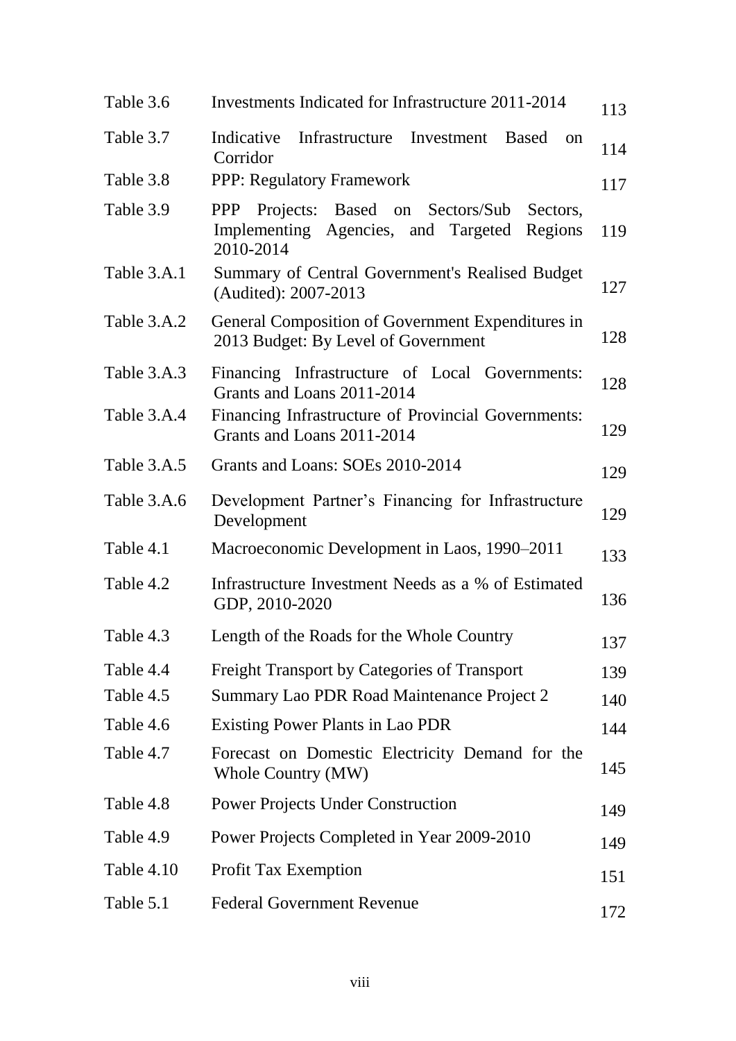| | | |
|---|---|---|
| Table 3.6 | Investments Indicated for Infrastructure 2011-2014 | 113 |
| Table 3.7 | Indicative Infrastructure Investment Based on Corridor | 114 |
| Table 3.8 | PPP: Regulatory Framework | 117 |
| Table 3.9 | PPP Projects: Based on Sectors/Sub Sectors, Implementing Agencies, and Targeted Regions 2010-2014 | 119 |
| Table 3.A.1 | Summary of Central Government's Realised Budget (Audited): 2007-2013 | 127 |
| Table 3.A.2 | General Composition of Government Expenditures in 2013 Budget: By Level of Government | 128 |
| Table 3.A.3 | Financing Infrastructure of Local Governments: Grants and Loans 2011-2014 | 128 |
| Table 3.A.4 | Financing Infrastructure of Provincial Governments: Grants and Loans 2011-2014 | 129 |
| Table 3.A.5 | Grants and Loans: SOEs 2010-2014 | 129 |
| Table 3.A.6 | Development Partner's Financing for Infrastructure Development | 129 |
| Table 4.1 | Macroeconomic Development in Laos, 1990–2011 | 133 |
| Table 4.2 | Infrastructure Investment Needs as a % of Estimated GDP, 2010-2020 | 136 |
| Table 4.3 | Length of the Roads for the Whole Country | 137 |
| Table 4.4 | Freight Transport by Categories of Transport | 139 |
| Table 4.5 | Summary Lao PDR Road Maintenance Project 2 | 140 |
| Table 4.6 | Existing Power Plants in Lao PDR | 144 |
| Table 4.7 | Forecast on Domestic Electricity Demand for the Whole Country (MW) | 145 |
| Table 4.8 | Power Projects Under Construction | 149 |
| Table 4.9 | Power Projects Completed in Year 2009-2010 | 149 |
| Table 4.10 | Profit Tax Exemption | 151 |
| Table 5.1 | Federal Government Revenue | 172 |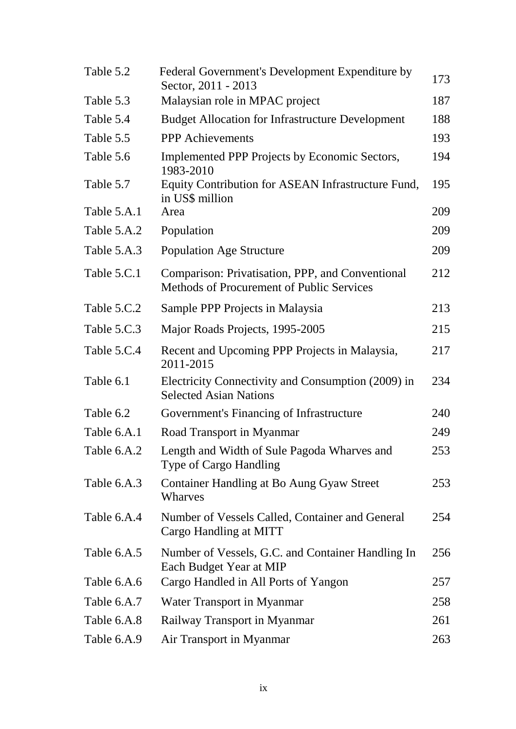| | | |
|---|---|---|
| Table 5.2 | Federal Government's Development Expenditure by Sector, 2011 - 2013 | 173 |
| Table 5.3 | Malaysian role in MPAC project | 187 |
| Table 5.4 | Budget Allocation for Infrastructure Development | 188 |
| Table 5.5 | PPP Achievements | 193 |
| Table 5.6 | Implemented PPP Projects by Economic Sectors, 1983-2010 | 194 |
| Table 5.7 | Equity Contribution for ASEAN Infrastructure Fund, in US$ million | 195 |
| Table 5.A.1 | Area | 209 |
| Table 5.A.2 | Population | 209 |
| Table 5.A.3 | Population Age Structure | 209 |
| Table 5.C.1 | Comparison: Privatisation, PPP, and Conventional Methods of Procurement of Public Services | 212 |
| Table 5.C.2 | Sample PPP Projects in Malaysia | 213 |
| Table 5.C.3 | Major Roads Projects, 1995-2005 | 215 |
| Table 5.C.4 | Recent and Upcoming PPP Projects in Malaysia, 2011-2015 | 217 |
| Table 6.1 | Electricity Connectivity and Consumption (2009) in Selected Asian Nations | 234 |
| Table 6.2 | Government's Financing of Infrastructure | 240 |
| Table 6.A.1 | Road Transport in Myanmar | 249 |
| Table 6.A.2 | Length and Width of Sule Pagoda Wharves and Type of Cargo Handling | 253 |
| Table 6.A.3 | Container Handling at Bo Aung Gyaw Street Wharves | 253 |
| Table 6.A.4 | Number of Vessels Called, Container and General Cargo Handling at MITT | 254 |
| Table 6.A.5 | Number of Vessels, G.C. and Container Handling In Each Budget Year at MIP | 256 |
| Table 6.A.6 | Cargo Handled in All Ports of Yangon | 257 |
| Table 6.A.7 | Water Transport in Myanmar | 258 |
| Table 6.A.8 | Railway Transport in Myanmar | 261 |
| Table 6.A.9 | Air Transport in Myanmar | 263 |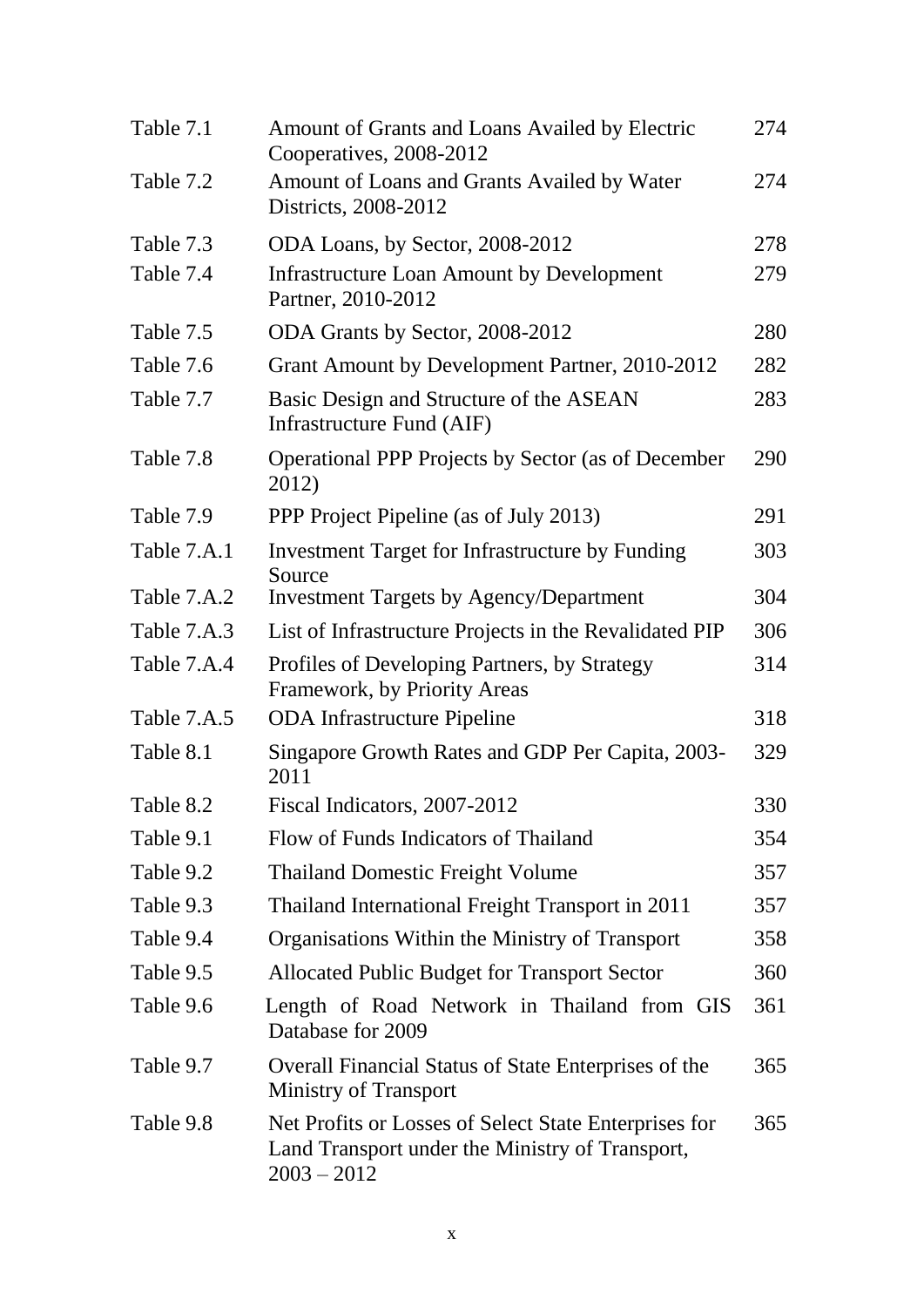| | | |
|---|---|---|
| Table 7.1 | Amount of Grants and Loans Availed by Electric Cooperatives, 2008-2012 | 274 |
| Table 7.2 | Amount of Loans and Grants Availed by Water Districts, 2008-2012 | 274 |
| Table 7.3 | ODA Loans, by Sector, 2008-2012 | 278 |
| Table 7.4 | Infrastructure Loan Amount by Development Partner, 2010-2012 | 279 |
| Table 7.5 | ODA Grants by Sector, 2008-2012 | 280 |
| Table 7.6 | Grant Amount by Development Partner, 2010-2012 | 282 |
| Table 7.7 | Basic Design and Structure of the ASEAN Infrastructure Fund (AIF) | 283 |
| Table 7.8 | Operational PPP Projects by Sector (as of December 2012) | 290 |
| Table 7.9 | PPP Project Pipeline (as of July 2013) | 291 |
| Table 7.A.1 | Investment Target for Infrastructure by Funding Source | 303 |
| Table 7.A.2 | Investment Targets by Agency/Department | 304 |
| Table 7.A.3 | List of Infrastructure Projects in the Revalidated PIP | 306 |
| Table 7.A.4 | Profiles of Developing Partners, by Strategy Framework, by Priority Areas | 314 |
| Table 7.A.5 | ODA Infrastructure Pipeline | 318 |
| Table 8.1 | Singapore Growth Rates and GDP Per Capita, 2003-2011 | 329 |
| Table 8.2 | Fiscal Indicators, 2007-2012 | 330 |
| Table 9.1 | Flow of Funds Indicators of Thailand | 354 |
| Table 9.2 | Thailand Domestic Freight Volume | 357 |
| Table 9.3 | Thailand International Freight Transport in 2011 | 357 |
| Table 9.4 | Organisations Within the Ministry of Transport | 358 |
| Table 9.5 | Allocated Public Budget for Transport Sector | 360 |
| Table 9.6 | Length of Road Network in Thailand from GIS Database for 2009 | 361 |
| Table 9.7 | Overall Financial Status of State Enterprises of the Ministry of Transport | 365 |
| Table 9.8 | Net Profits or Losses of Select State Enterprises for Land Transport under the Ministry of Transport, 2003 – 2012 | 365 |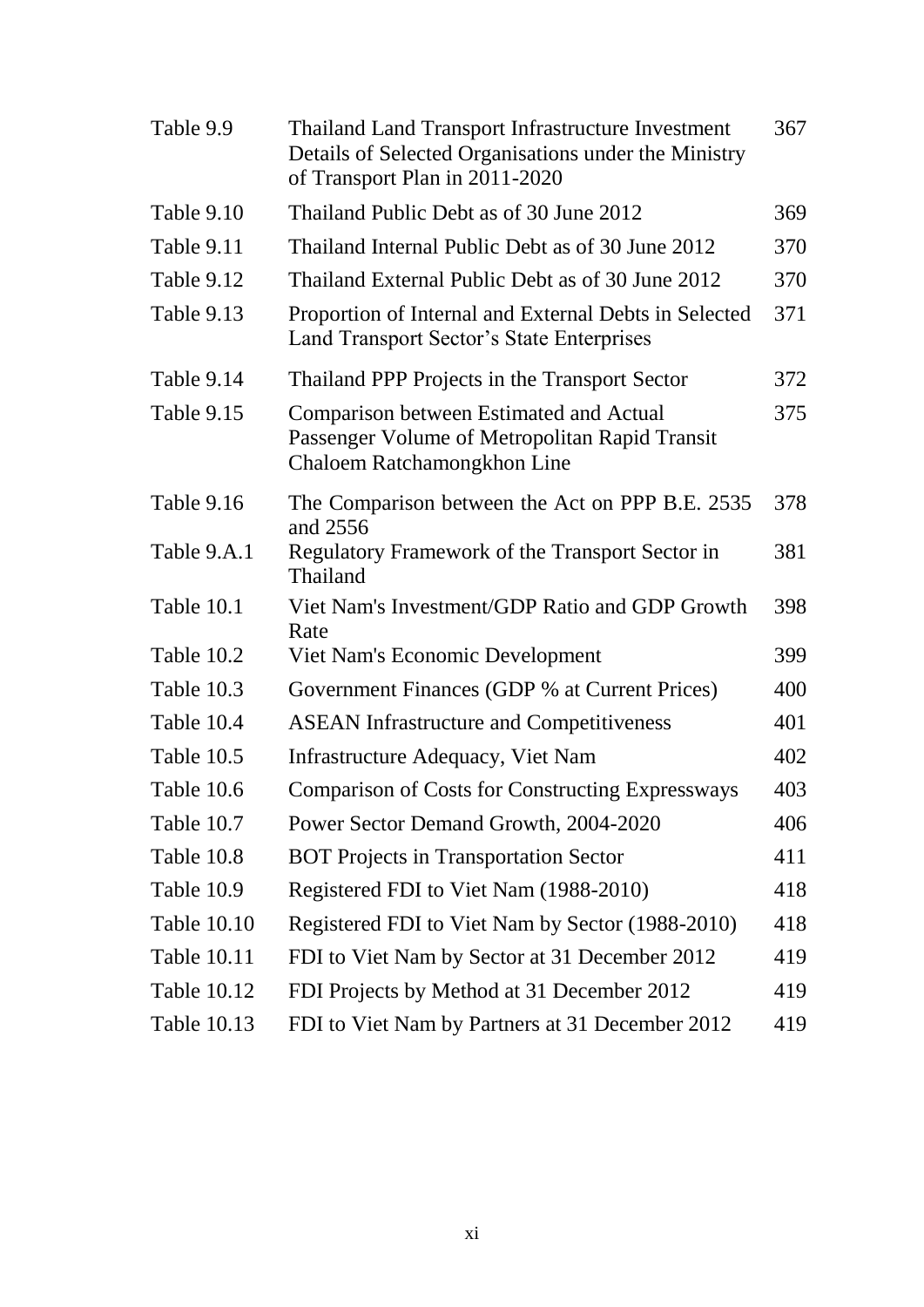| | | |
|---|---|---|
| Table 9.9 | Thailand Land Transport Infrastructure Investment Details of Selected Organisations under the Ministry of Transport Plan in 2011-2020 | 367 |
| Table 9.10 | Thailand Public Debt as of 30 June 2012 | 369 |
| Table 9.11 | Thailand Internal Public Debt as of 30 June 2012 | 370 |
| Table 9.12 | Thailand External Public Debt as of 30 June 2012 | 370 |
| Table 9.13 | Proportion of Internal and External Debts in Selected Land Transport Sector's State Enterprises | 371 |
| Table 9.14 | Thailand PPP Projects in the Transport Sector | 372 |
| Table 9.15 | Comparison between Estimated and Actual Passenger Volume of Metropolitan Rapid Transit Chaloem Ratchamongkhon Line | 375 |
| Table 9.16 | The Comparison between the Act on PPP B.E. 2535 and 2556 | 378 |
| Table 9.A.1 | Regulatory Framework of the Transport Sector in Thailand | 381 |
| Table 10.1 | Viet Nam's Investment/GDP Ratio and GDP Growth Rate | 398 |
| Table 10.2 | Viet Nam's Economic Development | 399 |
| Table 10.3 | Government Finances (GDP % at Current Prices) | 400 |
| Table 10.4 | ASEAN Infrastructure and Competitiveness | 401 |
| Table 10.5 | Infrastructure Adequacy, Viet Nam | 402 |
| Table 10.6 | Comparison of Costs for Constructing Expressways | 403 |
| Table 10.7 | Power Sector Demand Growth, 2004-2020 | 406 |
| Table 10.8 | BOT Projects in Transportation Sector | 411 |
| Table 10.9 | Registered FDI to Viet Nam (1988-2010) | 418 |
| Table 10.10 | Registered FDI to Viet Nam by Sector (1988-2010) | 418 |
| Table 10.11 | FDI to Viet Nam by Sector at 31 December 2012 | 419 |
| Table 10.12 | FDI Projects by Method at 31 December 2012 | 419 |
| Table 10.13 | FDI to Viet Nam by Partners at 31 December 2012 | 419 |